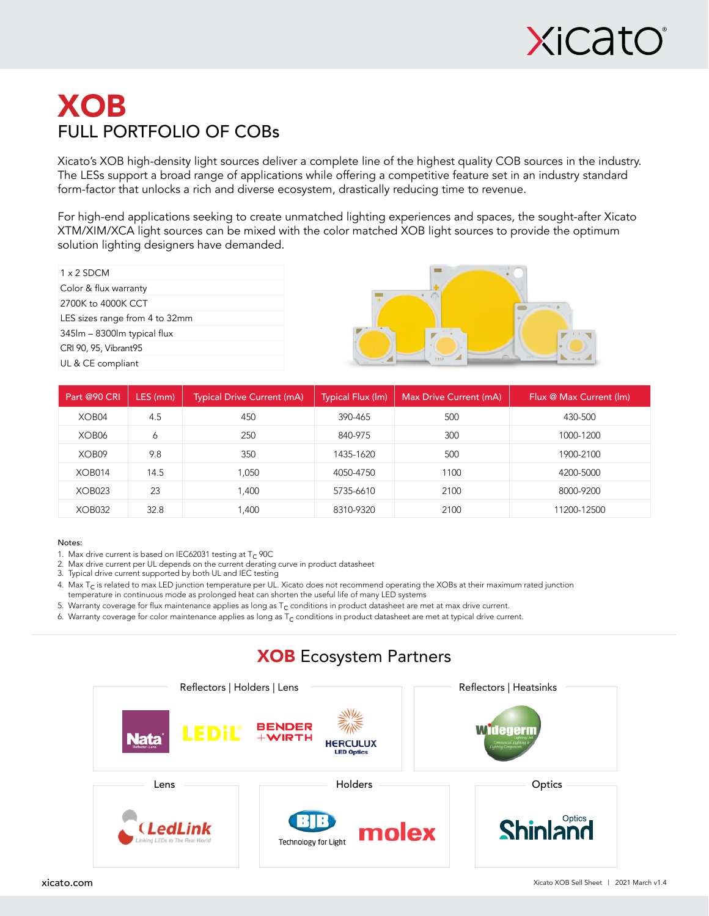# XOB

## FULL PORTFOLIO OF COBs

Xicato's XOB high-density light sources deliver a complete line of the highest quality COB sources in the industry. The LESs support a broad range of applications while offering a competitive feature set in an industry standard form-factor that unlocks a rich and diverse ecosystem, drastically reducing time to revenue.

For high-end applications seeking to create unmatched lighting experiences and spaces, the sought-after Xicato XTM/XIM/XCA light sources can be mixed with the color matched XOB light sources to provide the optimum solution lighting designers have demanded.

- 1 x 2 SDCM
- Color & flux warranty
- 2700K to 4000K CCT
- LES sizes range from 4 to 32mm
- 345lm – 8300lm typical flux
- CRI 90, 95, Vibrant95
- UL & CE compliant

| Part @90 CRI | LES (mm) | Typical Drive Current (mA) | Typical Flux (lm) | Max Drive Current (mA) | Flux @ Max Current (lm) |
|---|---|---|---|---|---|
| XOB04 | 4.5 | 450 | 390-465 | 500 | 430-500 |
| XOB06 | 6 | 250 | 840-975 | 300 | 1000-1200 |
| XOB09 | 9.8 | 350 | 1435-1620 | 500 | 1900-2100 |
| XOB014 | 14.5 | 1,050 | 4050-4750 | 1100 | 4200-5000 |
| XOB023 | 23 | 1,400 | 5735-6610 | 2100 | 8000-9200 |
| XOB032 | 32.8 | 1,400 | 8310-9320 | 2100 | 11200-12500 |

Notes:

1. Max drive current is based on IEC62031 testing at $T_C$ 90C
2. Max drive current per UL depends on the current derating curve in product datasheet
3. Typical drive current supported by both UL and IEC testing
4. Max $T_C$ is related to max LED junction temperature per UL. Xicato does not recommend operating the XOBs at their maximum rated junction temperature in continuous mode as prolonged heat can shorten the useful life of many LED systems
5. Warranty coverage for flux maintenance applies as long as $T_C$ conditions in product datasheet are met at max drive current.
6. Warranty coverage for color maintenance applies as long as $T_C$ conditions in product datasheet are met at typical drive current.

## XOB Ecosystem Partners

**Reflectors | Holders | Lens**

Nata, LEDiL, Bender + Wirth, Herculux LED Optics

**Reflectors | Heatsinks**

Widegerm

**Lens**

LedLink

**Holders**

BJB, molex

**Optics**

Shinland Optics

xicato.com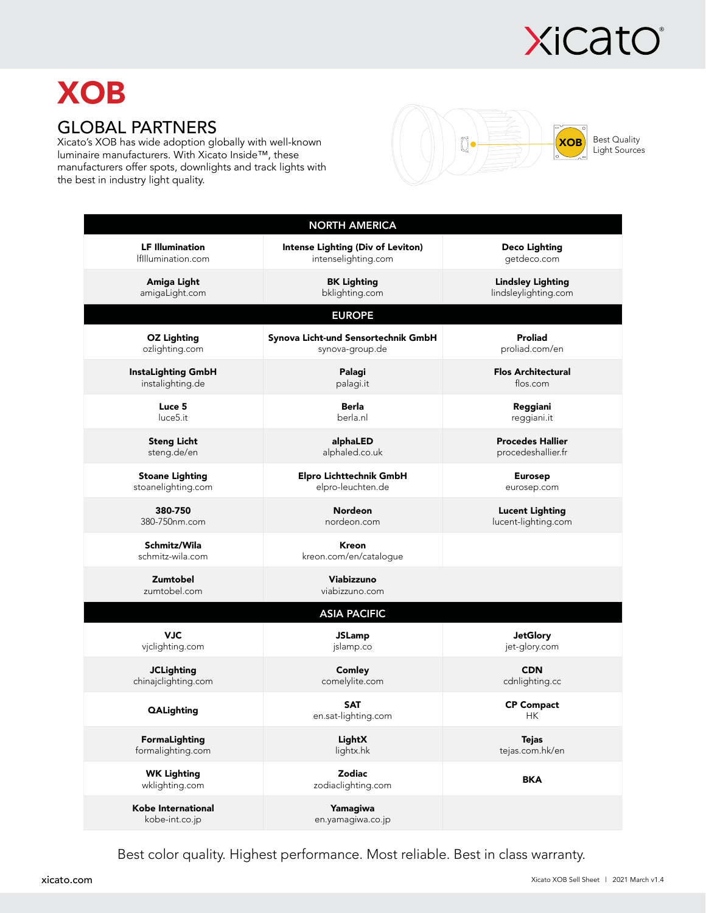# XOB

## GLOBAL PARTNERS

Xicato's XOB has wide adoption globally with well-known luminaire manufacturers. With Xicato Inside™, these manufacturers offer spots, downlights and track lights with the best in industry light quality.

XOB — Best Quality Light Sources

| NORTH AMERICA | | |
|---|---|---|
| **LF Illumination**<br>lfIllumination.com | **Intense Lighting (Div of Leviton)**<br>intenselighting.com | **Deco Lighting**<br>getdeco.com |
| **Amiga Light**<br>amigaLight.com | **BK Lighting**<br>bklighting.com | **Lindsley Lighting**<br>lindsleylighting.com |
| **EUROPE** | | |
| **OZ Lighting**<br>ozlighting.com | **Synova Licht-und Sensortechnik GmbH**<br>synova-group.de | **Proliad**<br>proliad.com/en |
| **InstaLighting GmbH**<br>instalighting.de | **Palagi**<br>palagi.it | **Flos Architectural**<br>flos.com |
| **Luce 5**<br>luce5.it | **Berla**<br>berla.nl | **Reggiani**<br>reggiani.it |
| **Steng Licht**<br>steng.de/en | **alphaLED**<br>alphaled.co.uk | **Procedes Hallier**<br>procedeshallier.fr |
| **Stoane Lighting**<br>stoanelighting.com | **Elpro Lichttechnik GmbH**<br>elpro-leuchten.de | **Eurosep**<br>eurosep.com |
| **380-750**<br>380-750nm.com | **Nordeon**<br>nordeon.com | **Lucent Lighting**<br>lucent-lighting.com |
| **Schmitz/Wila**<br>schmitz-wila.com | **Kreon**<br>kreon.com/en/catalogue | |
| **Zumtobel**<br>zumtobel.com | **Viabizzuno**<br>viabizzuno.com | |
| **ASIA PACIFIC** | | |
| **VJC**<br>vjclighting.com | **JSLamp**<br>jslamp.co | **JetGlory**<br>jet-glory.com |
| **JCLighting**<br>chinajclighting.com | **Comley**<br>comelylite.com | **CDN**<br>cdnlighting.cc |
| **QALighting** | **SAT**<br>en.sat-lighting.com | **CP Compact**<br>HK |
| **FormaLighting**<br>formalighting.com | **LightX**<br>lightx.hk | **Tejas**<br>tejas.com.hk/en |
| **WK Lighting**<br>wklighting.com | **Zodiac**<br>zodiaclighting.com | **BKA** |
| **Kobe International**<br>kobe-int.co.jp | **Yamagiwa**<br>en.yamagiwa.co.jp | |

Best color quality. Highest performance. Most reliable. Best in class warranty.

xicato.com

Xicato XOB Sell Sheet | 2021 March v1.4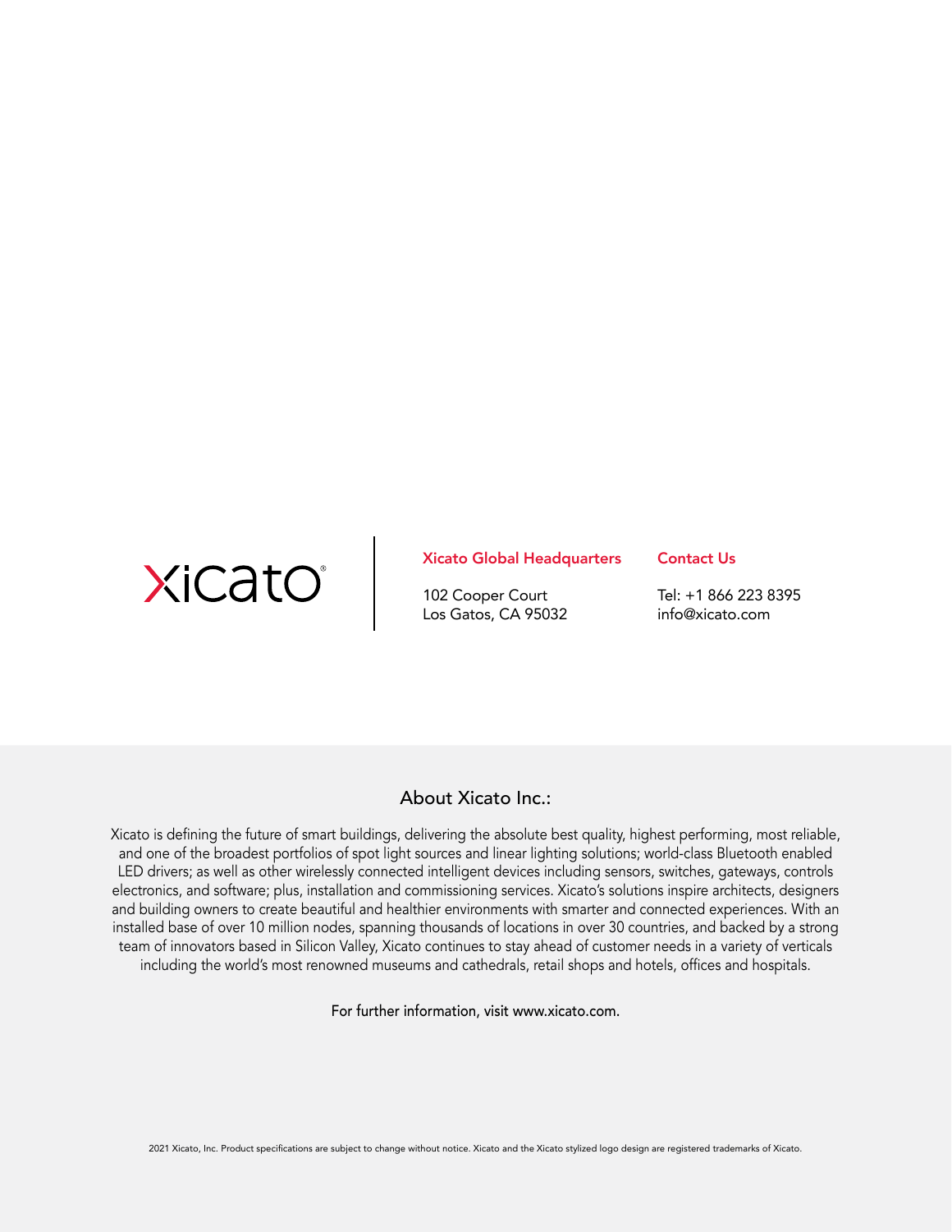xicato®

**Xicato Global Headquarters**

102 Cooper Court
Los Gatos, CA 95032

**Contact Us**

Tel: +1 866 223 8395
info@xicato.com

## About Xicato Inc.:

Xicato is defining the future of smart buildings, delivering the absolute best quality, highest performing, most reliable, and one of the broadest portfolios of spot light sources and linear lighting solutions; world-class Bluetooth enabled LED drivers; as well as other wirelessly connected intelligent devices including sensors, switches, gateways, controls electronics, and software; plus, installation and commissioning services. Xicato's solutions inspire architects, designers and building owners to create beautiful and healthier environments with smarter and connected experiences. With an installed base of over 10 million nodes, spanning thousands of locations in over 30 countries, and backed by a strong team of innovators based in Silicon Valley, Xicato continues to stay ahead of customer needs in a variety of verticals including the world's most renowned museums and cathedrals, retail shops and hotels, offices and hospitals.

For further information, visit www.xicato.com.

2021 Xicato, Inc. Product specifications are subject to change without notice. Xicato and the Xicato stylized logo design are registered trademarks of Xicato.